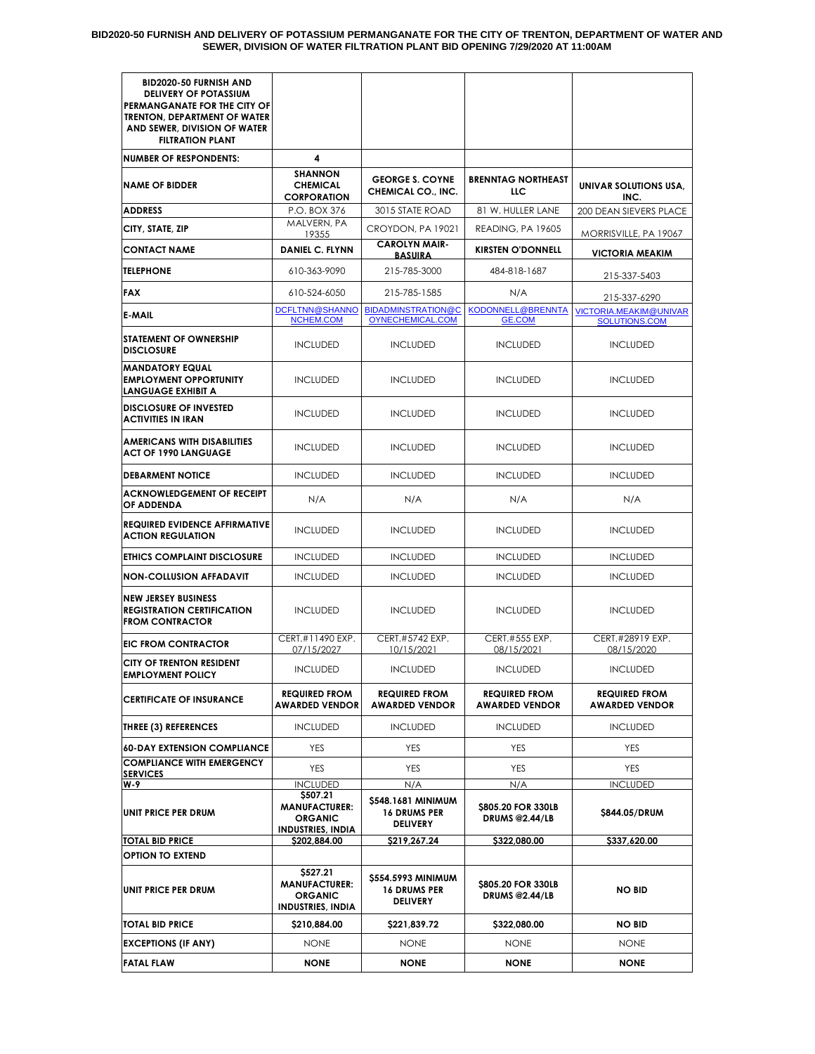**BID2020-50 FURNISH AND DELIVERY OF POTASSIUM PERMANGANATE FOR THE CITY OF TRENTON, DEPARTMENT OF WATER AND SEWER, DIVISION OF WATER FILTRATION PLANT BID OPENING 7/29/2020 AT 11:00AM**

| BID2020-50 FURNISH AND DELIVERY OF POTASSIUM PERMANGANATE FOR THE CITY OF TRENTON, DEPARTMENT OF WATER AND SEWER, DIVISION OF WATER FILTRATION PLANT | | | | |
|---|---|---|---|---|
| NUMBER OF RESPONDENTS: | 4 | | | |
| NAME OF BIDDER | SHANNON CHEMICAL CORPORATION | GEORGE S. COYNE CHEMICAL CO., INC. | BRENNTAG NORTHEAST LLC | UNIVAR SOLUTIONS USA, INC. |
| ADDRESS | P.O. BOX 376 | 3015 STATE ROAD | 81 W. HULLER LANE | 200 DEAN SIEVERS PLACE |
| CITY, STATE, ZIP | MALVERN, PA 19355 | CROYDON, PA 19021 | READING, PA 19605 | MORRISVILLE, PA 19067 |
| CONTACT NAME | DANIEL C. FLYNN | CAROLYN MAIR-BASUIRA | KIRSTEN O'DONNELL | VICTORIA MEAKIM |
| TELEPHONE | 610-363-9090 | 215-785-3000 | 484-818-1687 | 215-337-5403 |
| FAX | 610-524-6050 | 215-785-1585 | N/A | 215-337-6290 |
| E-MAIL | DCFLTNN@SHANNONCHEM.COM | BIDADMINSTRATION@COYNECHEMICAL.COM | KODONNELL@BRENNTAGE.COM | VICTORIA.MEAKIM@UNIVARSOLUTIONS.COM |
| STATEMENT OF OWNERSHIP DISCLOSURE | INCLUDED | INCLUDED | INCLUDED | INCLUDED |
| MANDATORY EQUAL EMPLOYMENT OPPORTUNITY LANGUAGE EXHIBIT A | INCLUDED | INCLUDED | INCLUDED | INCLUDED |
| DISCLOSURE OF INVESTED ACTIVITIES IN IRAN | INCLUDED | INCLUDED | INCLUDED | INCLUDED |
| AMERICANS WITH DISABILITIES ACT OF 1990 LANGUAGE | INCLUDED | INCLUDED | INCLUDED | INCLUDED |
| DEBARMENT NOTICE | INCLUDED | INCLUDED | INCLUDED | INCLUDED |
| ACKNOWLEDGEMENT OF RECEIPT OF ADDENDA | N/A | N/A | N/A | N/A |
| REQUIRED EVIDENCE AFFIRMATIVE ACTION REGULATION | INCLUDED | INCLUDED | INCLUDED | INCLUDED |
| ETHICS COMPLAINT DISCLOSURE | INCLUDED | INCLUDED | INCLUDED | INCLUDED |
| NON-COLLUSION AFFADAVIT | INCLUDED | INCLUDED | INCLUDED | INCLUDED |
| NEW JERSEY BUSINESS REGISTRATION CERTIFICATION FROM CONTRACTOR | INCLUDED | INCLUDED | INCLUDED | INCLUDED |
| EIC FROM CONTRACTOR | CERT.#11490 EXP. 07/15/2027 | CERT.#5742 EXP. 10/15/2021 | CERT.#555 EXP. 08/15/2021 | CERT.#28919 EXP. 08/15/2020 |
| CITY OF TRENTON RESIDENT EMPLOYMENT POLICY | INCLUDED | INCLUDED | INCLUDED | INCLUDED |
| CERTIFICATE OF INSURANCE | REQUIRED FROM AWARDED VENDOR | REQUIRED FROM AWARDED VENDOR | REQUIRED FROM AWARDED VENDOR | REQUIRED FROM AWARDED VENDOR |
| THREE (3) REFERENCES | INCLUDED | INCLUDED | INCLUDED | INCLUDED |
| 60-DAY EXTENSION COMPLIANCE | YES | YES | YES | YES |
| COMPLIANCE WITH EMERGENCY SERVICES | YES | YES | YES | YES |
| W-9 | INCLUDED | N/A | N/A | INCLUDED |
| UNIT PRICE PER DRUM | $507.21 MANUFACTURER: ORGANIC INDUSTRIES, INDIA | $548.1681 MINIMUM 16 DRUMS PER DELIVERY | $805.20 FOR 330LB DRUMS @2.44/LB | $844.05/DRUM |
| TOTAL BID PRICE | $202,884.00 | $219,267.24 | $322,080.00 | $337,620.00 |
| OPTION TO EXTEND | | | | |
| UNIT PRICE PER DRUM | $527.21 MANUFACTURER: ORGANIC INDUSTRIES, INDIA | $554.5993 MINIMUM 16 DRUMS PER DELIVERY | $805.20 FOR 330LB DRUMS @2.44/LB | NO BID |
| TOTAL BID PRICE | $210,884.00 | $221,839.72 | $322,080.00 | NO BID |
| EXCEPTIONS (IF ANY) | NONE | NONE | NONE | NONE |
| FATAL FLAW | NONE | NONE | NONE | NONE |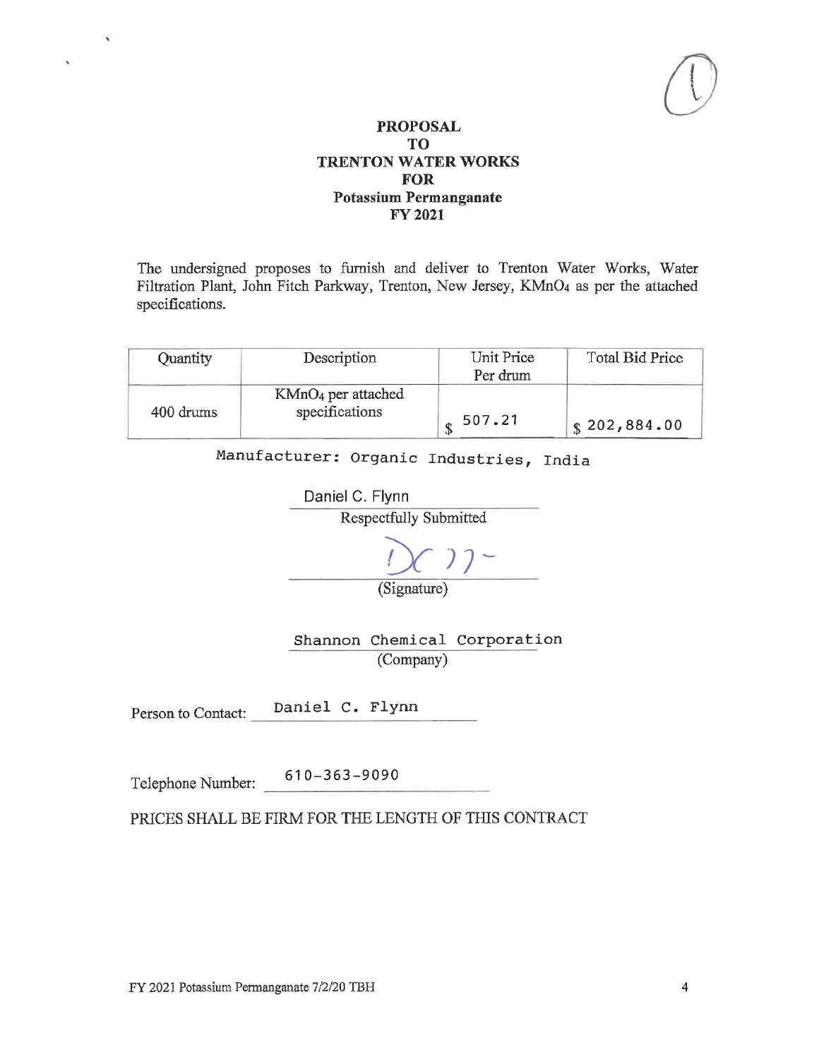# PROPOSAL
## TO
## TRENTON WATER WORKS
## FOR
## Potassium Permanganate
## FY 2021

The undersigned proposes to furnish and deliver to Trenton Water Works, Water Filtration Plant, John Fitch Parkway, Trenton, New Jersey, $KMnO_4$ as per the attached specifications.

| Quantity | Description | Unit Price Per drum | Total Bid Price |
|---|---|---|---|
| 400 drums | $KMnO_4$ per attached specifications | $ 507.21 | $ 202,884.00 |

Manufacturer: Organic Industries, India

Daniel C. Flynn
Respectfully Submitted

DCF
(Signature)

Shannon Chemical Corporation
(Company)

Person to Contact: Daniel C. Flynn

Telephone Number: 610-363-9090

PRICES SHALL BE FIRM FOR THE LENGTH OF THIS CONTRACT

FY 2021 Potassium Permanganate 7/2/20 TBH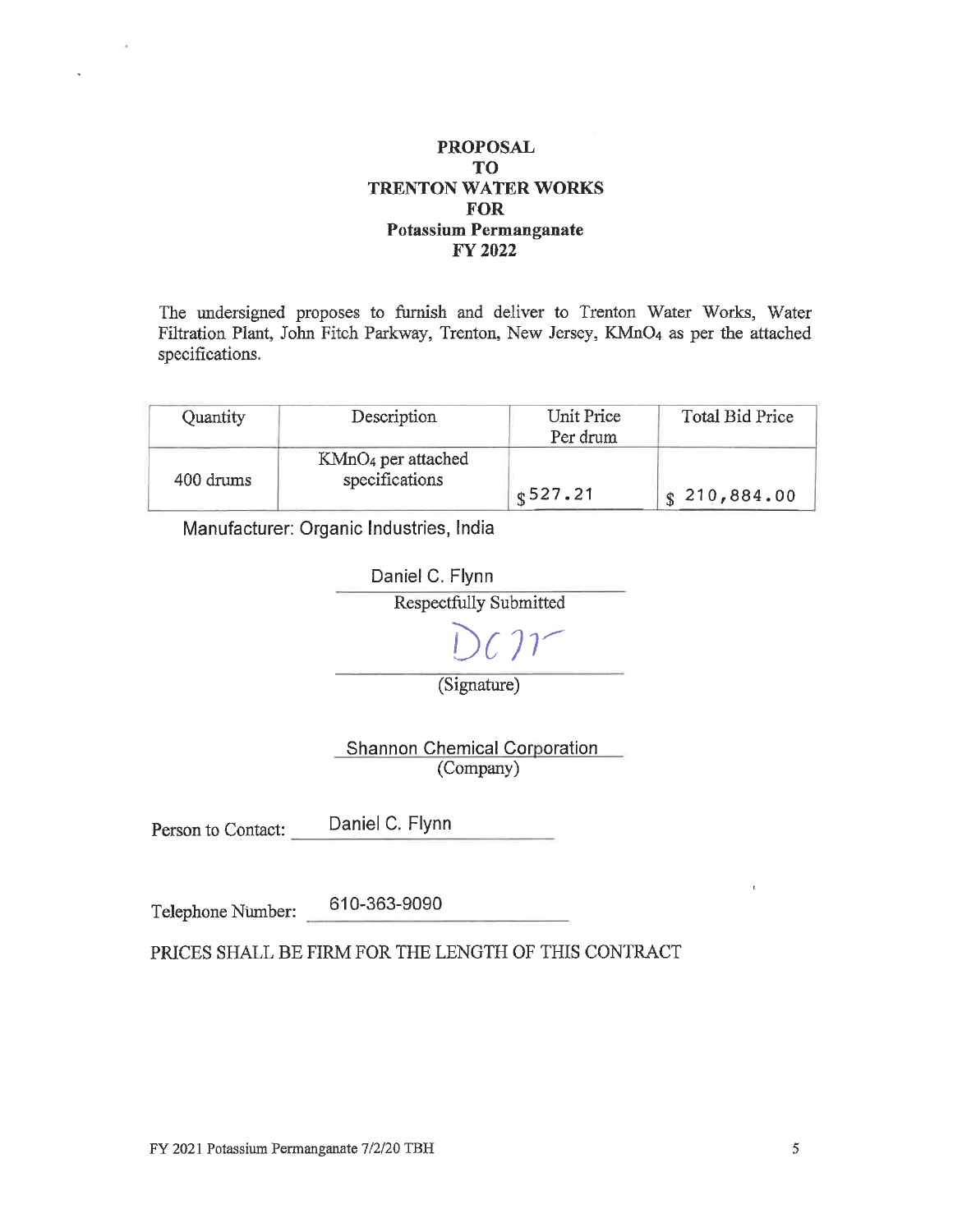# PROPOSAL
# TO
# TRENTON WATER WORKS
# FOR
# Potassium Permanganate
# FY 2022

The undersigned proposes to furnish and deliver to Trenton Water Works, Water Filtration Plant, John Fitch Parkway, Trenton, New Jersey, $KMnO_4$ as per the attached specifications.

| Quantity | Description | Unit Price Per drum | Total Bid Price |
|---|---|---|---|
| 400 drums | $KMnO_4$ per attached specifications | $ 527.21 | $ 210,884.00 |

Manufacturer: Organic Industries, India

Daniel C. Flynn

Respectfully Submitted

DCF

(Signature)

Shannon Chemical Corporation

(Company)

Person to Contact: Daniel C. Flynn

Telephone Number: 610-363-9090

PRICES SHALL BE FIRM FOR THE LENGTH OF THIS CONTRACT

FY 2021 Potassium Permanganate 7/2/20 TBH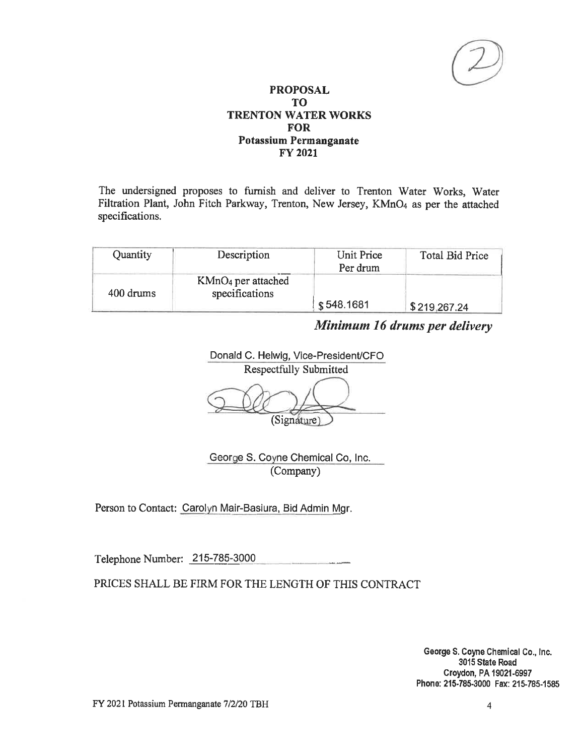## PROPOSAL
## TO
## TRENTON WATER WORKS
## FOR
## Potassium Permanganate
## FY 2021

The undersigned proposes to furnish and deliver to Trenton Water Works, Water Filtration Plant, John Fitch Parkway, Trenton, New Jersey, $KMnO_4$ as per the attached specifications.

| Quantity | Description | Unit Price Per drum | Total Bid Price |
|---|---|---|---|
| 400 drums | $KMnO_4$ per attached specifications | $ 548.1681 | $ 219,267.24 |

***Minimum 16 drums per delivery***

Donald C. Helwig, Vice-President/CFO

Respectfully Submitted

(Signature)

George S. Coyne Chemical Co, Inc.

(Company)

Person to Contact: Carolyn Mair-Basiura, Bid Admin Mgr.

Telephone Number: 215-785-3000

PRICES SHALL BE FIRM FOR THE LENGTH OF THIS CONTRACT

**George S. Coyne Chemical Co., Inc.**
**3015 State Road**
**Croydon, PA 19021-6997**
**Phone: 215-785-3000 Fax: 215-785-1585**

FY 2021 Potassium Permanganate 7/2/20 TBH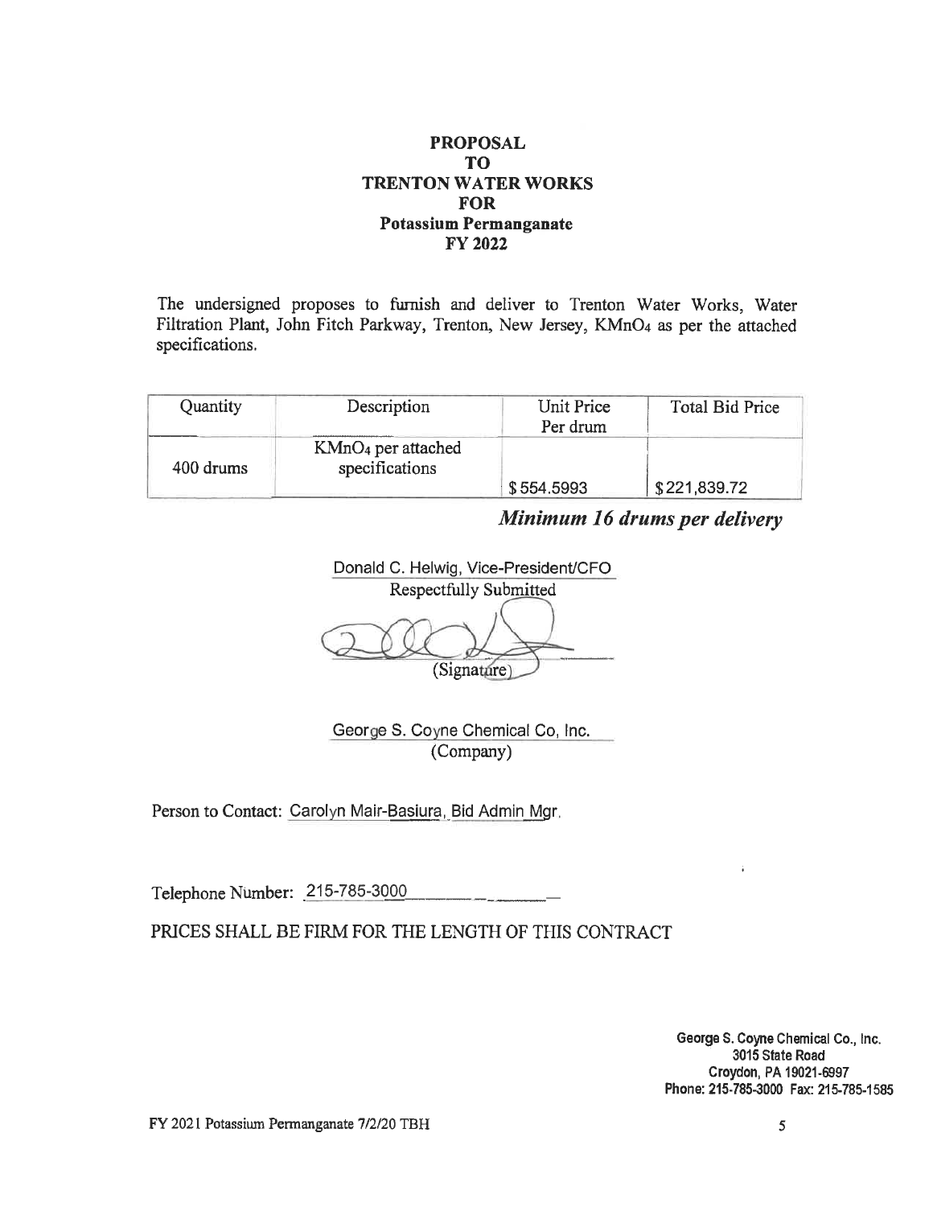**PROPOSAL**
**TO**
**TRENTON WATER WORKS**
**FOR**
**Potassium Permanganate**
**FY 2022**

The undersigned proposes to furnish and deliver to Trenton Water Works, Water Filtration Plant, John Fitch Parkway, Trenton, New Jersey, $KMnO_4$ as per the attached specifications.

| Quantity | Description | Unit Price Per drum | Total Bid Price |
|---|---|---|---|
| 400 drums | $KMnO_4$ per attached specifications | $554.5993 | $221,839.72 |

***Minimum 16 drums per delivery***

Donald C. Helwig, Vice-President/CFO
Respectfully Submitted

(Signature)

George S. Coyne Chemical Co, Inc.
(Company)

Person to Contact: Carolyn Mair-Basiura, Bid Admin Mgr.

Telephone Number: 215-785-3000

PRICES SHALL BE FIRM FOR THE LENGTH OF THIS CONTRACT

**George S. Coyne Chemical Co., Inc.**
**3015 State Road**
**Croydon, PA 19021-6997**
**Phone: 215-785-3000 Fax: 215-785-1585**

FY 2021 Potassium Permanganate 7/2/20 TBH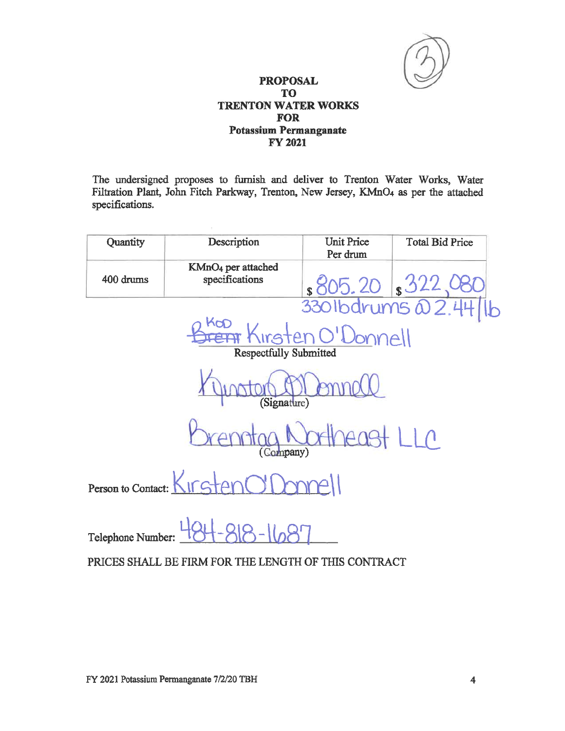(3)

**PROPOSAL**
**TO**
**TRENTON WATER WORKS**
**FOR**
**Potassium Permanganate**
**FY 2021**

The undersigned proposes to furnish and deliver to Trenton Water Works, Water Filtration Plant, John Fitch Parkway, Trenton, New Jersey, $KMnO_4$ as per the attached specifications.

| Quantity | Description | Unit Price Per drum | Total Bid Price |
| --- | --- | --- | --- |
| 400 drums | $KMnO_4$ per attached specifications | $ 805.20 | $ 322,080 |

330lbdrums @ 2.44/lb

~~Brent~~ KOD Kirsten O'Donnell
Respectfully Submitted

Kirsten O'Donnell
(Signature)

Brenntag Northeast LLC
(Company)

Person to Contact: Kirsten O'Donnell

Telephone Number: 484-818-1687

PRICES SHALL BE FIRM FOR THE LENGTH OF THIS CONTRACT

FY 2021 Potassium Permanganate 7/2/20 TBH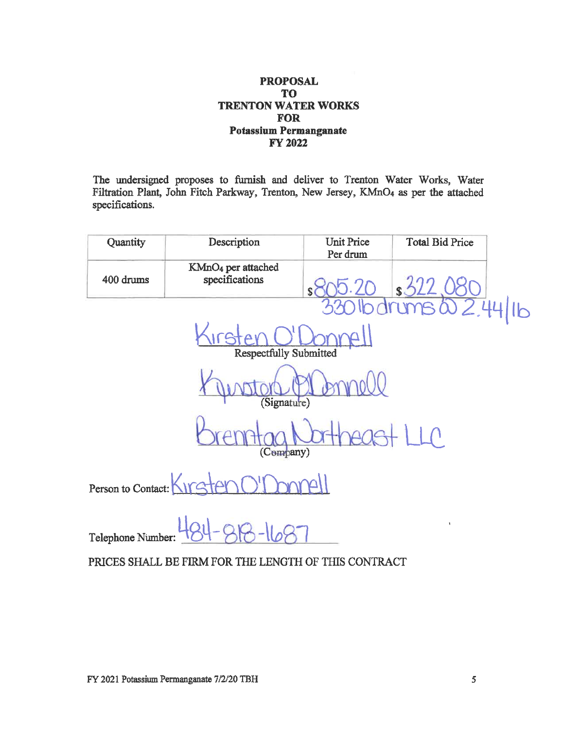**PROPOSAL**
**TO**
**TRENTON WATER WORKS**
**FOR**
**Potassium Permanganate**
**FY 2022**

The undersigned proposes to furnish and deliver to Trenton Water Works, Water Filtration Plant, John Fitch Parkway, Trenton, New Jersey, $KMnO_4$ as per the attached specifications.

| Quantity | Description | Unit Price Per drum | Total Bid Price |
|---|---|---|---|
| 400 drums | $KMnO_4$ per attached specifications | $805.20 | $322,080 |

330 lb drums @ 2.44/lb

Kirsten O'Donnell
Respectfully Submitted

Kirsten O'Donnell
(Signature)

Brenntag Northeast LLC
(Company)

Person to Contact: Kirsten O'Donnell

Telephone Number: 484-818-1687

PRICES SHALL BE FIRM FOR THE LENGTH OF THIS CONTRACT

FY 2021 Potassium Permanganate 7/2/20 TBH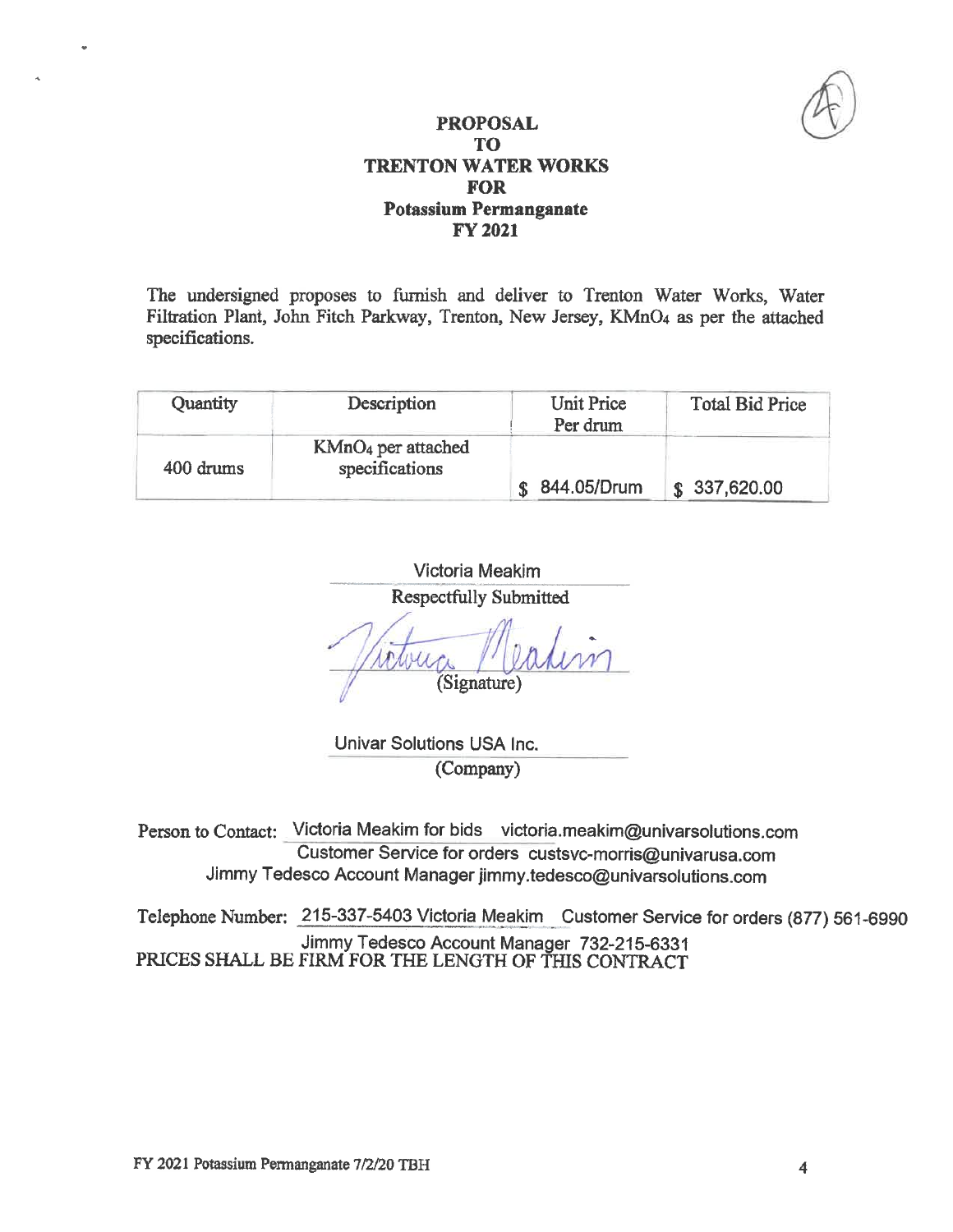# PROPOSAL
# TO
# TRENTON WATER WORKS
# FOR
# Potassium Permanganate
# FY 2021

The undersigned proposes to furnish and deliver to Trenton Water Works, Water Filtration Plant, John Fitch Parkway, Trenton, New Jersey, $KMnO_4$ as per the attached specifications.

| Quantity | Description | Unit Price Per drum | Total Bid Price |
|---|---|---|---|
| 400 drums | $KMnO_4$ per attached specifications | $ 844.05/Drum | $ 337,620.00 |

Victoria Meakim
Respectfully Submitted

Victoria Meakim
(Signature)

Univar Solutions USA Inc.
(Company)

Person to Contact: Victoria Meakim for bids victoria.meakim@univarsolutions.com
Customer Service for orders custsvc-morris@univarusa.com
Jimmy Tedesco Account Manager jimmy.tedesco@univarsolutions.com

Telephone Number: 215-337-5403 Victoria Meakim Customer Service for orders (877) 561-6990
Jimmy Tedesco Account Manager 732-215-6331

PRICES SHALL BE FIRM FOR THE LENGTH OF THIS CONTRACT

FY 2021 Potassium Permanganate 7/2/20 TBH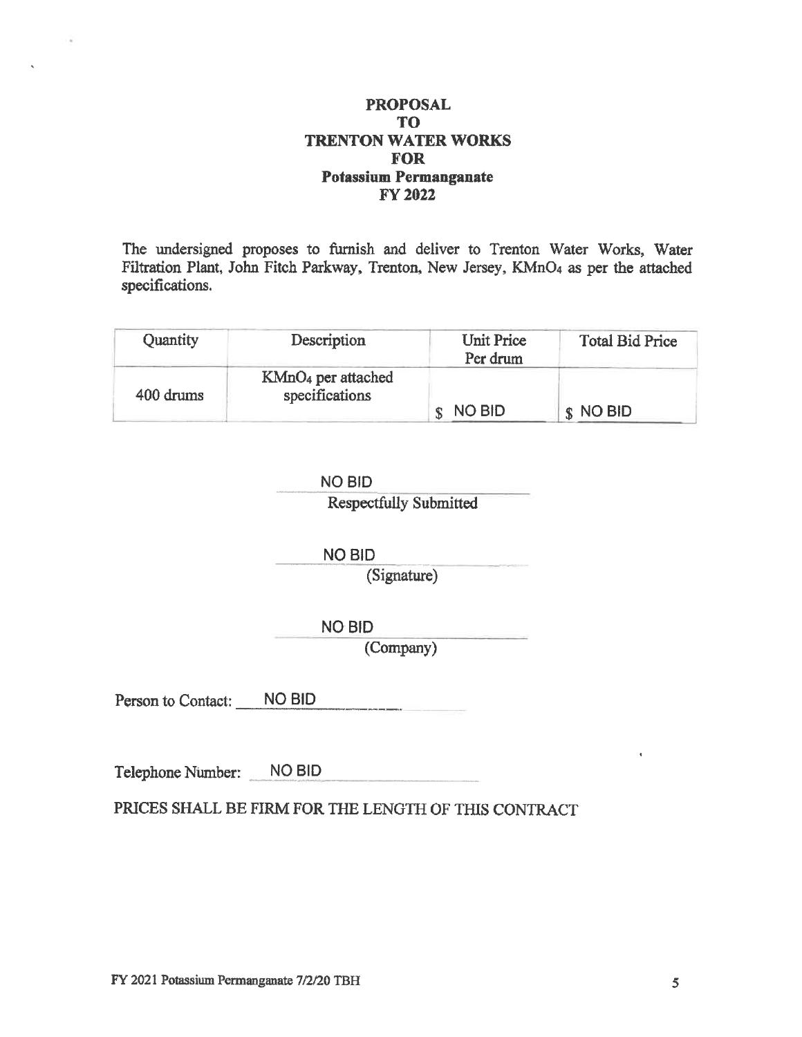# PROPOSAL
# TO
# TRENTON WATER WORKS
# FOR
# Potassium Permanganate
# FY 2022

The undersigned proposes to furnish and deliver to Trenton Water Works, Water Filtration Plant, John Fitch Parkway, Trenton, New Jersey, $KMnO_4$ as per the attached specifications.

| Quantity | Description | Unit Price Per drum | Total Bid Price |
|---|---|---|---|
| 400 drums | $KMnO_4$ per attached specifications | $ NO BID | $ NO BID |

NO BID
Respectfully Submitted

NO BID
(Signature)

NO BID
(Company)

Person to Contact: NO BID

Telephone Number: NO BID

PRICES SHALL BE FIRM FOR THE LENGTH OF THIS CONTRACT

FY 2021 Potassium Permanganate 7/2/20 TBH